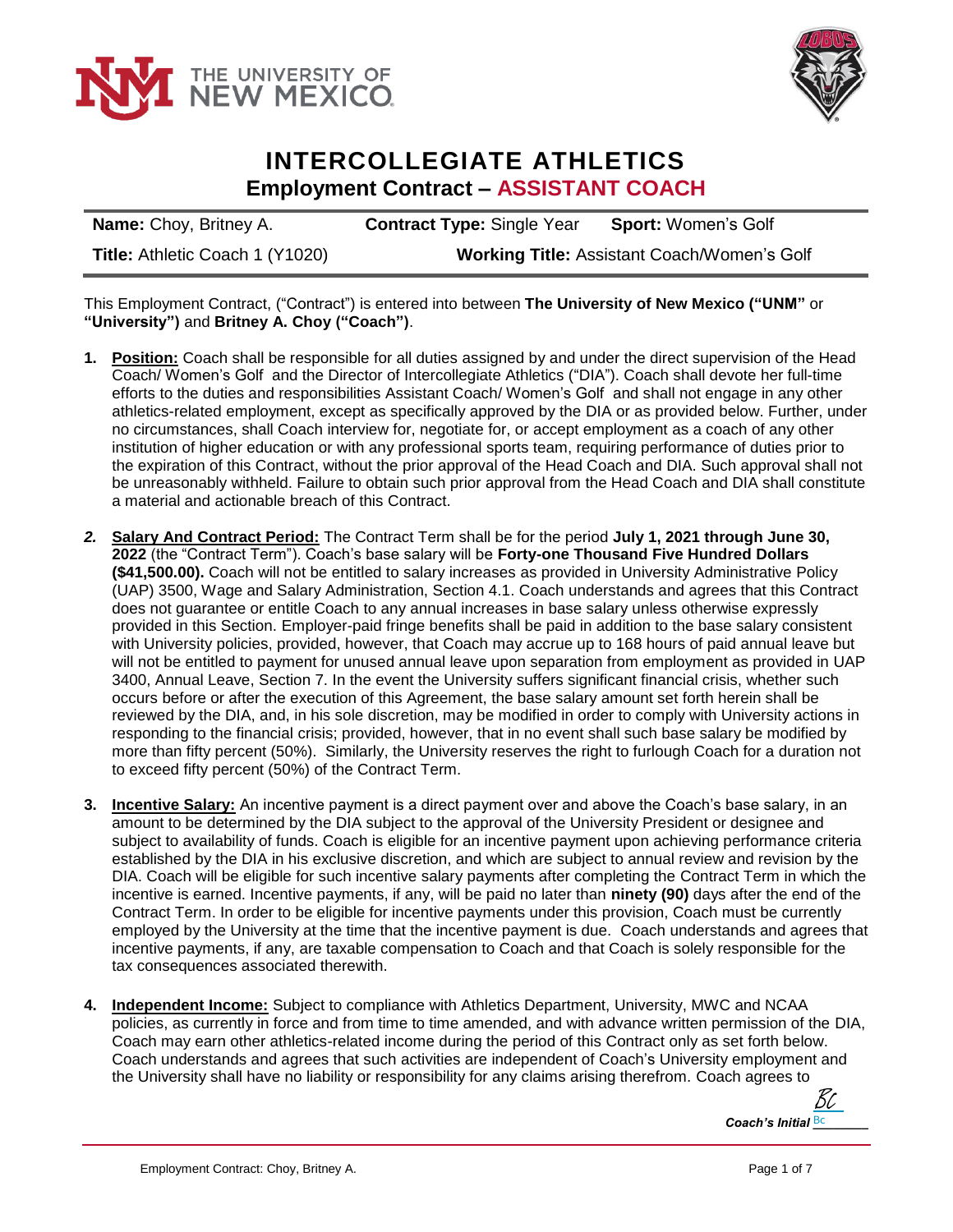# INTERCOLLEGIATE ATHLETICS

## Employment Contract – ASSISTANT COACH

**Name:** Choy, Britney A. **Contract Type:** Single Year **Sport:** Women's Golf

**Title:** Athletic Coach 1 (Y1020) **Working Title:** Assistant Coach/Women's Golf

This Employment Contract, ("Contract") is entered into between **The University of New Mexico ("UNM"** or **"University")** and **Britney A. Choy ("Coach")**.

1. **Position:** Coach shall be responsible for all duties assigned by and under the direct supervision of the Head Coach/ Women's Golf and the Director of Intercollegiate Athletics ("DIA"). Coach shall devote her full-time efforts to the duties and responsibilities Assistant Coach/ Women's Golf and shall not engage in any other athletics-related employment, except as specifically approved by the DIA or as provided below. Further, under no circumstances, shall Coach interview for, negotiate for, or accept employment as a coach of any other institution of higher education or with any professional sports team, requiring performance of duties prior to the expiration of this Contract, without the prior approval of the Head Coach and DIA. Such approval shall not be unreasonably withheld. Failure to obtain such prior approval from the Head Coach and DIA shall constitute a material and actionable breach of this Contract.

2. **Salary And Contract Period:** The Contract Term shall be for the period **July 1, 2021 through June 30, 2022** (the "Contract Term"). Coach's base salary will be **Forty-one Thousand Five Hundred Dollars ($41,500.00).** Coach will not be entitled to salary increases as provided in University Administrative Policy (UAP) 3500, Wage and Salary Administration, Section 4.1. Coach understands and agrees that this Contract does not guarantee or entitle Coach to any annual increases in base salary unless otherwise expressly provided in this Section. Employer-paid fringe benefits shall be paid in addition to the base salary consistent with University policies, provided, however, that Coach may accrue up to 168 hours of paid annual leave but will not be entitled to payment for unused annual leave upon separation from employment as provided in UAP 3400, Annual Leave, Section 7. In the event the University suffers significant financial crisis, whether such occurs before or after the execution of this Agreement, the base salary amount set forth herein shall be reviewed by the DIA, and, in his sole discretion, may be modified in order to comply with University actions in responding to the financial crisis; provided, however, that in no event shall such base salary be modified by more than fifty percent (50%). Similarly, the University reserves the right to furlough Coach for a duration not to exceed fifty percent (50%) of the Contract Term.

3. **Incentive Salary:** An incentive payment is a direct payment over and above the Coach's base salary, in an amount to be determined by the DIA subject to the approval of the University President or designee and subject to availability of funds. Coach is eligible for an incentive payment upon achieving performance criteria established by the DIA in his exclusive discretion, and which are subject to annual review and revision by the DIA. Coach will be eligible for such incentive salary payments after completing the Contract Term in which the incentive is earned. Incentive payments, if any, will be paid no later than **ninety (90)** days after the end of the Contract Term. In order to be eligible for incentive payments under this provision, Coach must be currently employed by the University at the time that the incentive payment is due. Coach understands and agrees that incentive payments, if any, are taxable compensation to Coach and that Coach is solely responsible for the tax consequences associated therewith.

4. **Independent Income:** Subject to compliance with Athletics Department, University, MWC and NCAA policies, as currently in force and from time to time amended, and with advance written permission of the DIA, Coach may earn other athletics-related income during the period of this Contract only as set forth below. Coach understands and agrees that such activities are independent of Coach's University employment and the University shall have no liability or responsibility for any claims arising therefrom. Coach agrees to

*Coach's Initial* BC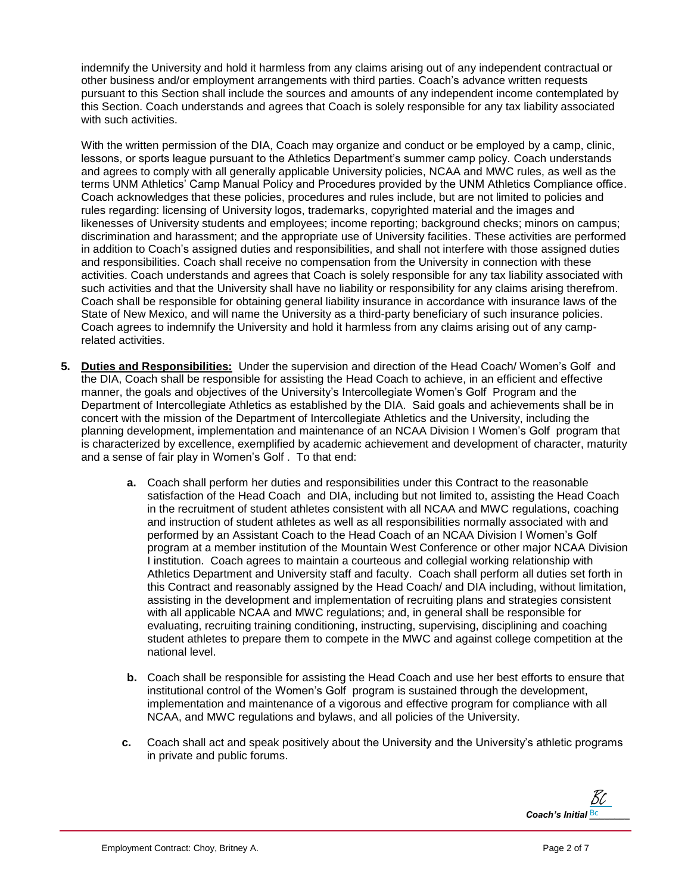indemnify the University and hold it harmless from any claims arising out of any independent contractual or other business and/or employment arrangements with third parties. Coach's advance written requests pursuant to this Section shall include the sources and amounts of any independent income contemplated by this Section. Coach understands and agrees that Coach is solely responsible for any tax liability associated with such activities.

With the written permission of the DIA, Coach may organize and conduct or be employed by a camp, clinic, lessons, or sports league pursuant to the Athletics Department's summer camp policy. Coach understands and agrees to comply with all generally applicable University policies, NCAA and MWC rules, as well as the terms UNM Athletics' Camp Manual Policy and Procedures provided by the UNM Athletics Compliance office. Coach acknowledges that these policies, procedures and rules include, but are not limited to policies and rules regarding: licensing of University logos, trademarks, copyrighted material and the images and likenesses of University students and employees; income reporting; background checks; minors on campus; discrimination and harassment; and the appropriate use of University facilities. These activities are performed in addition to Coach's assigned duties and responsibilities, and shall not interfere with those assigned duties and responsibilities. Coach shall receive no compensation from the University in connection with these activities. Coach understands and agrees that Coach is solely responsible for any tax liability associated with such activities and that the University shall have no liability or responsibility for any claims arising therefrom. Coach shall be responsible for obtaining general liability insurance in accordance with insurance laws of the State of New Mexico, and will name the University as a third-party beneficiary of such insurance policies. Coach agrees to indemnify the University and hold it harmless from any claims arising out of any camp-related activities.

**5. <u>Duties and Responsibilities:</u>** Under the supervision and direction of the Head Coach/ Women's Golf and the DIA, Coach shall be responsible for assisting the Head Coach to achieve, in an efficient and effective manner, the goals and objectives of the University's Intercollegiate Women's Golf Program and the Department of Intercollegiate Athletics as established by the DIA. Said goals and achievements shall be in concert with the mission of the Department of Intercollegiate Athletics and the University, including the planning development, implementation and maintenance of an NCAA Division I Women's Golf program that is characterized by excellence, exemplified by academic achievement and development of character, maturity and a sense of fair play in Women's Golf . To that end:

   **a.** Coach shall perform her duties and responsibilities under this Contract to the reasonable satisfaction of the Head Coach and DIA, including but not limited to, assisting the Head Coach in the recruitment of student athletes consistent with all NCAA and MWC regulations, coaching and instruction of student athletes as well as all responsibilities normally associated with and performed by an Assistant Coach to the Head Coach of an NCAA Division I Women's Golf program at a member institution of the Mountain West Conference or other major NCAA Division I institution. Coach agrees to maintain a courteous and collegial working relationship with Athletics Department and University staff and faculty. Coach shall perform all duties set forth in this Contract and reasonably assigned by the Head Coach/ and DIA including, without limitation, assisting in the development and implementation of recruiting plans and strategies consistent with all applicable NCAA and MWC regulations; and, in general shall be responsible for evaluating, recruiting training conditioning, instructing, supervising, disciplining and coaching student athletes to prepare them to compete in the MWC and against college competition at the national level.

   **b.** Coach shall be responsible for assisting the Head Coach and use her best efforts to ensure that institutional control of the Women's Golf program is sustained through the development, implementation and maintenance of a vigorous and effective program for compliance with all NCAA, and MWC regulations and bylaws, and all policies of the University.

   **c.** Coach shall act and speak positively about the University and the University's athletic programs in private and public forums.

*Coach's Initial* BC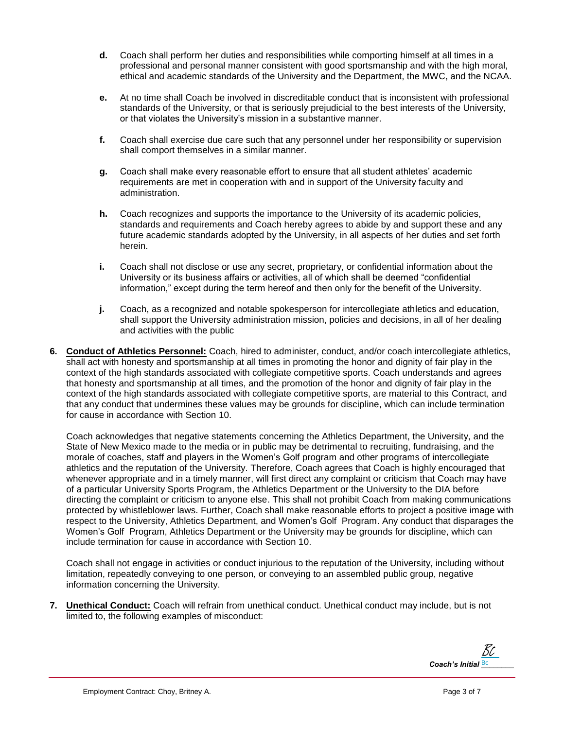**d.** Coach shall perform her duties and responsibilities while comporting himself at all times in a professional and personal manner consistent with good sportsmanship and with the high moral, ethical and academic standards of the University and the Department, the MWC, and the NCAA.

**e.** At no time shall Coach be involved in discreditable conduct that is inconsistent with professional standards of the University, or that is seriously prejudicial to the best interests of the University, or that violates the University's mission in a substantive manner.

**f.** Coach shall exercise due care such that any personnel under her responsibility or supervision shall comport themselves in a similar manner.

**g.** Coach shall make every reasonable effort to ensure that all student athletes' academic requirements are met in cooperation with and in support of the University faculty and administration.

**h.** Coach recognizes and supports the importance to the University of its academic policies, standards and requirements and Coach hereby agrees to abide by and support these and any future academic standards adopted by the University, in all aspects of her duties and set forth herein.

**i.** Coach shall not disclose or use any secret, proprietary, or confidential information about the University or its business affairs or activities, all of which shall be deemed "confidential information," except during the term hereof and then only for the benefit of the University.

**j.** Coach, as a recognized and notable spokesperson for intercollegiate athletics and education, shall support the University administration mission, policies and decisions, in all of her dealing and activities with the public

**6. <u>Conduct of Athletics Personnel:</u>** Coach, hired to administer, conduct, and/or coach intercollegiate athletics, shall act with honesty and sportsmanship at all times in promoting the honor and dignity of fair play in the context of the high standards associated with collegiate competitive sports. Coach understands and agrees that honesty and sportsmanship at all times, and the promotion of the honor and dignity of fair play in the context of the high standards associated with collegiate competitive sports, are material to this Contract, and that any conduct that undermines these values may be grounds for discipline, which can include termination for cause in accordance with Section 10.

Coach acknowledges that negative statements concerning the Athletics Department, the University, and the State of New Mexico made to the media or in public may be detrimental to recruiting, fundraising, and the morale of coaches, staff and players in the Women's Golf program and other programs of intercollegiate athletics and the reputation of the University. Therefore, Coach agrees that Coach is highly encouraged that whenever appropriate and in a timely manner, will first direct any complaint or criticism that Coach may have of a particular University Sports Program, the Athletics Department or the University to the DIA before directing the complaint or criticism to anyone else. This shall not prohibit Coach from making communications protected by whistleblower laws. Further, Coach shall make reasonable efforts to project a positive image with respect to the University, Athletics Department, and Women's Golf Program. Any conduct that disparages the Women's Golf Program, Athletics Department or the University may be grounds for discipline, which can include termination for cause in accordance with Section 10.

Coach shall not engage in activities or conduct injurious to the reputation of the University, including without limitation, repeatedly conveying to one person, or conveying to an assembled public group, negative information concerning the University.

**7. <u>Unethical Conduct:</u>** Coach will refrain from unethical conduct. Unethical conduct may include, but is not limited to, the following examples of misconduct:

***Coach's Initial*** BC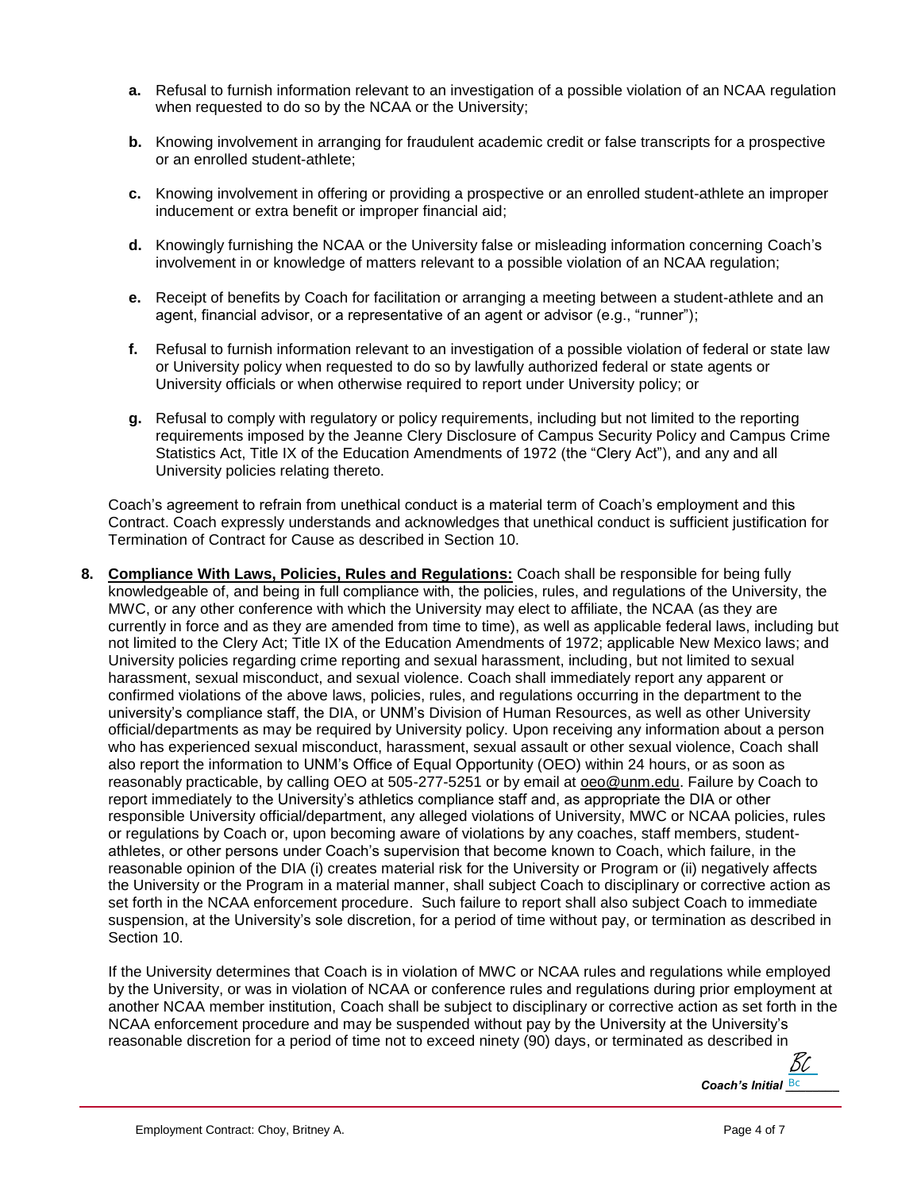- **a.** Refusal to furnish information relevant to an investigation of a possible violation of an NCAA regulation when requested to do so by the NCAA or the University;
- **b.** Knowing involvement in arranging for fraudulent academic credit or false transcripts for a prospective or an enrolled student-athlete;
- **c.** Knowing involvement in offering or providing a prospective or an enrolled student-athlete an improper inducement or extra benefit or improper financial aid;
- **d.** Knowingly furnishing the NCAA or the University false or misleading information concerning Coach's involvement in or knowledge of matters relevant to a possible violation of an NCAA regulation;
- **e.** Receipt of benefits by Coach for facilitation or arranging a meeting between a student-athlete and an agent, financial advisor, or a representative of an agent or advisor (e.g., "runner");
- **f.** Refusal to furnish information relevant to an investigation of a possible violation of federal or state law or University policy when requested to do so by lawfully authorized federal or state agents or University officials or when otherwise required to report under University policy; or
- **g.** Refusal to comply with regulatory or policy requirements, including but not limited to the reporting requirements imposed by the Jeanne Clery Disclosure of Campus Security Policy and Campus Crime Statistics Act, Title IX of the Education Amendments of 1972 (the "Clery Act"), and any and all University policies relating thereto.

Coach's agreement to refrain from unethical conduct is a material term of Coach's employment and this Contract. Coach expressly understands and acknowledges that unethical conduct is sufficient justification for Termination of Contract for Cause as described in Section 10.

**8. <u>Compliance With Laws, Policies, Rules and Regulations:</u>** Coach shall be responsible for being fully knowledgeable of, and being in full compliance with, the policies, rules, and regulations of the University, the MWC, or any other conference with which the University may elect to affiliate, the NCAA (as they are currently in force and as they are amended from time to time), as well as applicable federal laws, including but not limited to the Clery Act; Title IX of the Education Amendments of 1972; applicable New Mexico laws; and University policies regarding crime reporting and sexual harassment, including, but not limited to sexual harassment, sexual misconduct, and sexual violence. Coach shall immediately report any apparent or confirmed violations of the above laws, policies, rules, and regulations occurring in the department to the university's compliance staff, the DIA, or UNM's Division of Human Resources, as well as other University official/departments as may be required by University policy. Upon receiving any information about a person who has experienced sexual misconduct, harassment, sexual assault or other sexual violence, Coach shall also report the information to UNM's Office of Equal Opportunity (OEO) within 24 hours, or as soon as reasonably practicable, by calling OEO at 505-277-5251 or by email at oeo@unm.edu. Failure by Coach to report immediately to the University's athletics compliance staff and, as appropriate the DIA or other responsible University official/department, any alleged violations of University, MWC or NCAA policies, rules or regulations by Coach or, upon becoming aware of violations by any coaches, staff members, student-athletes, or other persons under Coach's supervision that become known to Coach, which failure, in the reasonable opinion of the DIA (i) creates material risk for the University or Program or (ii) negatively affects the University or the Program in a material manner, shall subject Coach to disciplinary or corrective action as set forth in the NCAA enforcement procedure. Such failure to report shall also subject Coach to immediate suspension, at the University's sole discretion, for a period of time without pay, or termination as described in Section 10.

If the University determines that Coach is in violation of MWC or NCAA rules and regulations while employed by the University, or was in violation of NCAA or conference rules and regulations during prior employment at another NCAA member institution, Coach shall be subject to disciplinary or corrective action as set forth in the NCAA enforcement procedure and may be suspended without pay by the University at the University's reasonable discretion for a period of time not to exceed ninety (90) days, or terminated as described in

*Coach's Initial* BC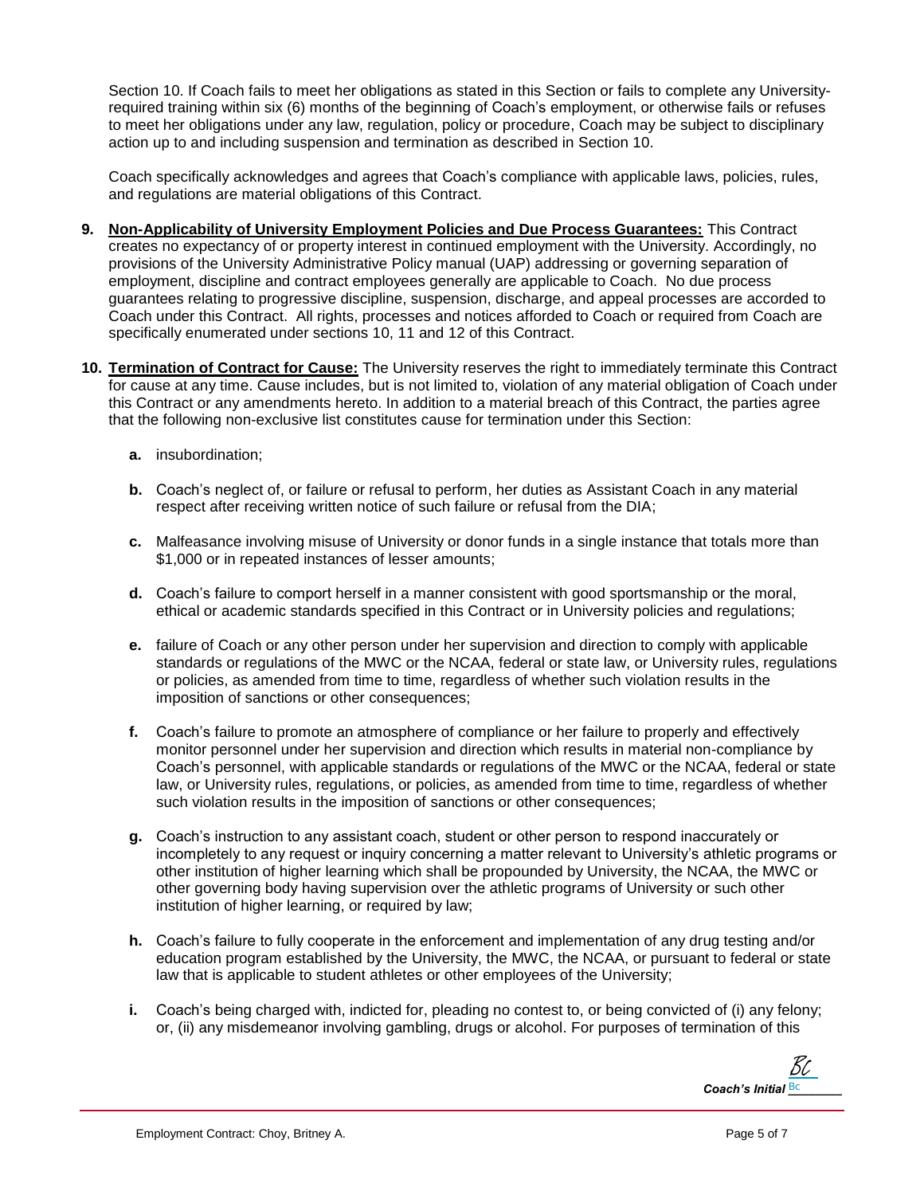Section 10. If Coach fails to meet her obligations as stated in this Section or fails to complete any University-required training within six (6) months of the beginning of Coach's employment, or otherwise fails or refuses to meet her obligations under any law, regulation, policy or procedure, Coach may be subject to disciplinary action up to and including suspension and termination as described in Section 10.

Coach specifically acknowledges and agrees that Coach's compliance with applicable laws, policies, rules, and regulations are material obligations of this Contract.

**9. Non-Applicability of University Employment Policies and Due Process Guarantees:** This Contract creates no expectancy of or property interest in continued employment with the University. Accordingly, no provisions of the University Administrative Policy manual (UAP) addressing or governing separation of employment, discipline and contract employees generally are applicable to Coach. No due process guarantees relating to progressive discipline, suspension, discharge, and appeal processes are accorded to Coach under this Contract. All rights, processes and notices afforded to Coach or required from Coach are specifically enumerated under sections 10, 11 and 12 of this Contract.

**10. Termination of Contract for Cause:** The University reserves the right to immediately terminate this Contract for cause at any time. Cause includes, but is not limited to, violation of any material obligation of Coach under this Contract or any amendments hereto. In addition to a material breach of this Contract, the parties agree that the following non-exclusive list constitutes cause for termination under this Section:

- **a.** insubordination;
- **b.** Coach's neglect of, or failure or refusal to perform, her duties as Assistant Coach in any material respect after receiving written notice of such failure or refusal from the DIA;
- **c.** Malfeasance involving misuse of University or donor funds in a single instance that totals more than $1,000 or in repeated instances of lesser amounts;
- **d.** Coach's failure to comport herself in a manner consistent with good sportsmanship or the moral, ethical or academic standards specified in this Contract or in University policies and regulations;
- **e.** failure of Coach or any other person under her supervision and direction to comply with applicable standards or regulations of the MWC or the NCAA, federal or state law, or University rules, regulations or policies, as amended from time to time, regardless of whether such violation results in the imposition of sanctions or other consequences;
- **f.** Coach's failure to promote an atmosphere of compliance or her failure to properly and effectively monitor personnel under her supervision and direction which results in material non-compliance by Coach's personnel, with applicable standards or regulations of the MWC or the NCAA, federal or state law, or University rules, regulations, or policies, as amended from time to time, regardless of whether such violation results in the imposition of sanctions or other consequences;
- **g.** Coach's instruction to any assistant coach, student or other person to respond inaccurately or incompletely to any request or inquiry concerning a matter relevant to University's athletic programs or other institution of higher learning which shall be propounded by University, the NCAA, the MWC or other governing body having supervision over the athletic programs of University or such other institution of higher learning, or required by law;
- **h.** Coach's failure to fully cooperate in the enforcement and implementation of any drug testing and/or education program established by the University, the MWC, the NCAA, or pursuant to federal or state law that is applicable to student athletes or other employees of the University;
- **i.** Coach's being charged with, indicted for, pleading no contest to, or being convicted of (i) any felony; or, (ii) any misdemeanor involving gambling, drugs or alcohol. For purposes of termination of this

*Coach's Initial* BC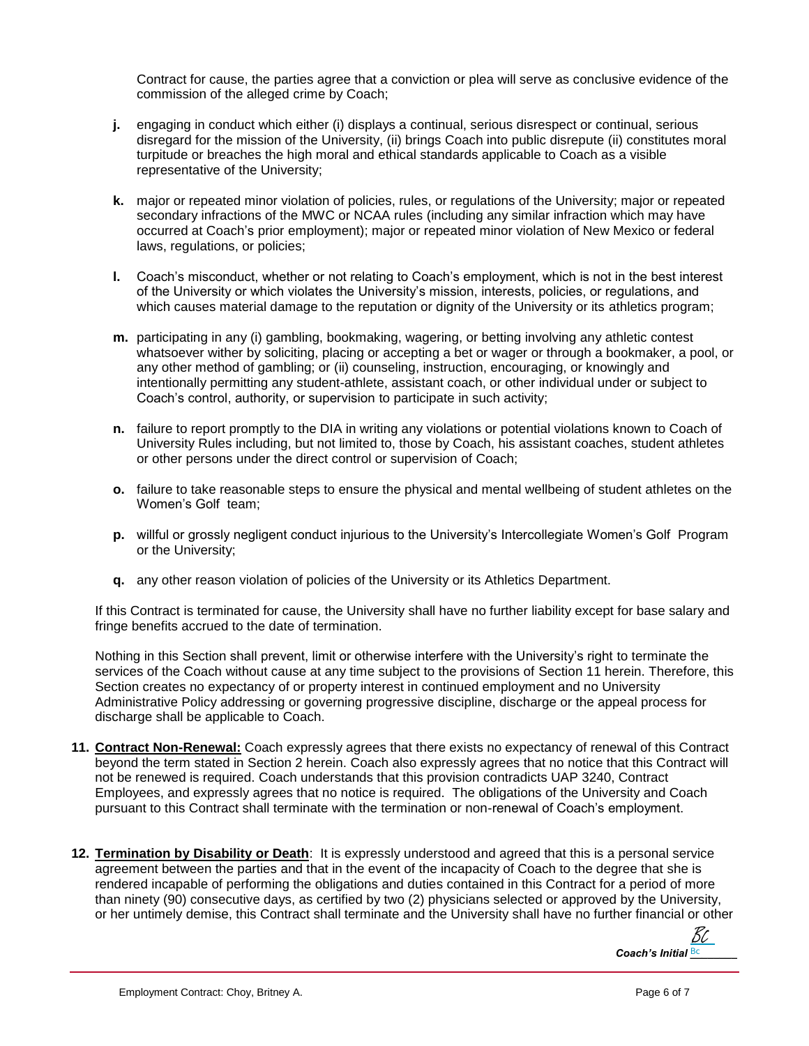Contract for cause, the parties agree that a conviction or plea will serve as conclusive evidence of the commission of the alleged crime by Coach;

**j.** engaging in conduct which either (i) displays a continual, serious disrespect or continual, serious disregard for the mission of the University, (ii) brings Coach into public disrepute (ii) constitutes moral turpitude or breaches the high moral and ethical standards applicable to Coach as a visible representative of the University;

**k.** major or repeated minor violation of policies, rules, or regulations of the University; major or repeated secondary infractions of the MWC or NCAA rules (including any similar infraction which may have occurred at Coach's prior employment); major or repeated minor violation of New Mexico or federal laws, regulations, or policies;

**l.** Coach's misconduct, whether or not relating to Coach's employment, which is not in the best interest of the University or which violates the University's mission, interests, policies, or regulations, and which causes material damage to the reputation or dignity of the University or its athletics program;

**m.** participating in any (i) gambling, bookmaking, wagering, or betting involving any athletic contest whatsoever wither by soliciting, placing or accepting a bet or wager or through a bookmaker, a pool, or any other method of gambling; or (ii) counseling, instruction, encouraging, or knowingly and intentionally permitting any student-athlete, assistant coach, or other individual under or subject to Coach's control, authority, or supervision to participate in such activity;

**n.** failure to report promptly to the DIA in writing any violations or potential violations known to Coach of University Rules including, but not limited to, those by Coach, his assistant coaches, student athletes or other persons under the direct control or supervision of Coach;

**o.** failure to take reasonable steps to ensure the physical and mental wellbeing of student athletes on the Women's Golf team;

**p.** willful or grossly negligent conduct injurious to the University's Intercollegiate Women's Golf Program or the University;

**q.** any other reason violation of policies of the University or its Athletics Department.

If this Contract is terminated for cause, the University shall have no further liability except for base salary and fringe benefits accrued to the date of termination.

Nothing in this Section shall prevent, limit or otherwise interfere with the University's right to terminate the services of the Coach without cause at any time subject to the provisions of Section 11 herein. Therefore, this Section creates no expectancy of or property interest in continued employment and no University Administrative Policy addressing or governing progressive discipline, discharge or the appeal process for discharge shall be applicable to Coach.

**11. Contract Non-Renewal:** Coach expressly agrees that there exists no expectancy of renewal of this Contract beyond the term stated in Section 2 herein. Coach also expressly agrees that no notice that this Contract will not be renewed is required. Coach understands that this provision contradicts UAP 3240, Contract Employees, and expressly agrees that no notice is required. The obligations of the University and Coach pursuant to this Contract shall terminate with the termination or non-renewal of Coach's employment.

**12. Termination by Disability or Death**: It is expressly understood and agreed that this is a personal service agreement between the parties and that in the event of the incapacity of Coach to the degree that she is rendered incapable of performing the obligations and duties contained in this Contract for a period of more than ninety (90) consecutive days, as certified by two (2) physicians selected or approved by the University, or her untimely demise, this Contract shall terminate and the University shall have no further financial or other

***Coach's Initial*** BC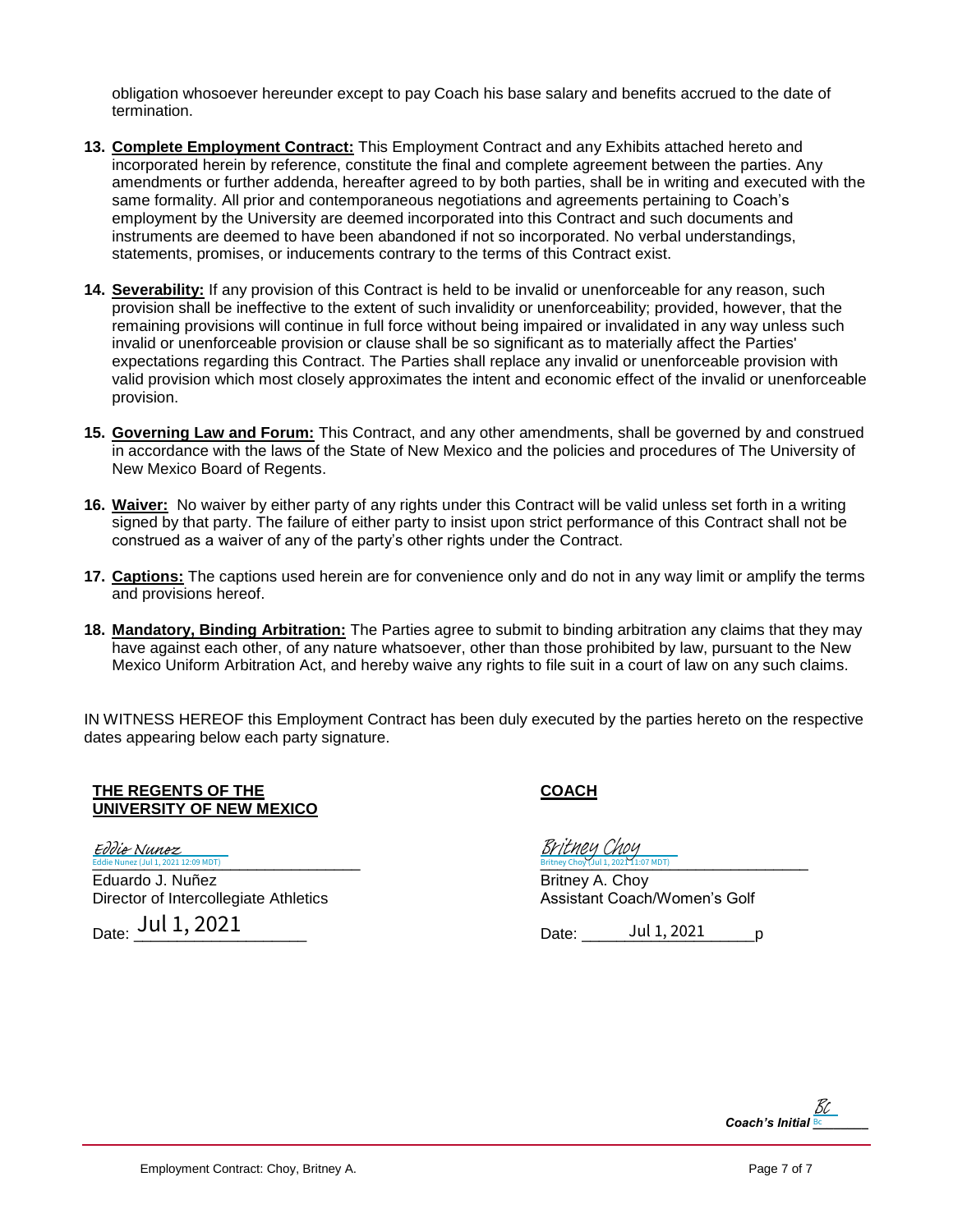obligation whosoever hereunder except to pay Coach his base salary and benefits accrued to the date of termination.

13. **Complete Employment Contract:** This Employment Contract and any Exhibits attached hereto and incorporated herein by reference, constitute the final and complete agreement between the parties. Any amendments or further addenda, hereafter agreed to by both parties, shall be in writing and executed with the same formality. All prior and contemporaneous negotiations and agreements pertaining to Coach's employment by the University are deemed incorporated into this Contract and such documents and instruments are deemed to have been abandoned if not so incorporated. No verbal understandings, statements, promises, or inducements contrary to the terms of this Contract exist.

14. **Severability:** If any provision of this Contract is held to be invalid or unenforceable for any reason, such provision shall be ineffective to the extent of such invalidity or unenforceability; provided, however, that the remaining provisions will continue in full force without being impaired or invalidated in any way unless such invalid or unenforceable provision or clause shall be so significant as to materially affect the Parties' expectations regarding this Contract. The Parties shall replace any invalid or unenforceable provision with valid provision which most closely approximates the intent and economic effect of the invalid or unenforceable provision.

15. **Governing Law and Forum:** This Contract, and any other amendments, shall be governed by and construed in accordance with the laws of the State of New Mexico and the policies and procedures of The University of New Mexico Board of Regents.

16. **Waiver:** No waiver by either party of any rights under this Contract will be valid unless set forth in a writing signed by that party. The failure of either party to insist upon strict performance of this Contract shall not be construed as a waiver of any of the party's other rights under the Contract.

17. **Captions:** The captions used herein are for convenience only and do not in any way limit or amplify the terms and provisions hereof.

18. **Mandatory, Binding Arbitration:** The Parties agree to submit to binding arbitration any claims that they may have against each other, of any nature whatsoever, other than those prohibited by law, pursuant to the New Mexico Uniform Arbitration Act, and hereby waive any rights to file suit in a court of law on any such claims.

IN WITNESS HEREOF this Employment Contract has been duly executed by the parties hereto on the respective dates appearing below each party signature.

**THE REGENTS OF THE UNIVERSITY OF NEW MEXICO**

Eddie Nunez
Eddie Nunez (Jul 1, 2021 12:09 MDT)

Eduardo J. Nuñez
Director of Intercollegiate Athletics

Date: Jul 1, 2021

**COACH**

Britney Choy
Britney Choy (Jul 1, 2021 11:07 MDT)

Britney A. Choy
Assistant Coach/Women's Golf

Date: Jul 1, 2021 p

*Coach's Initial* BC